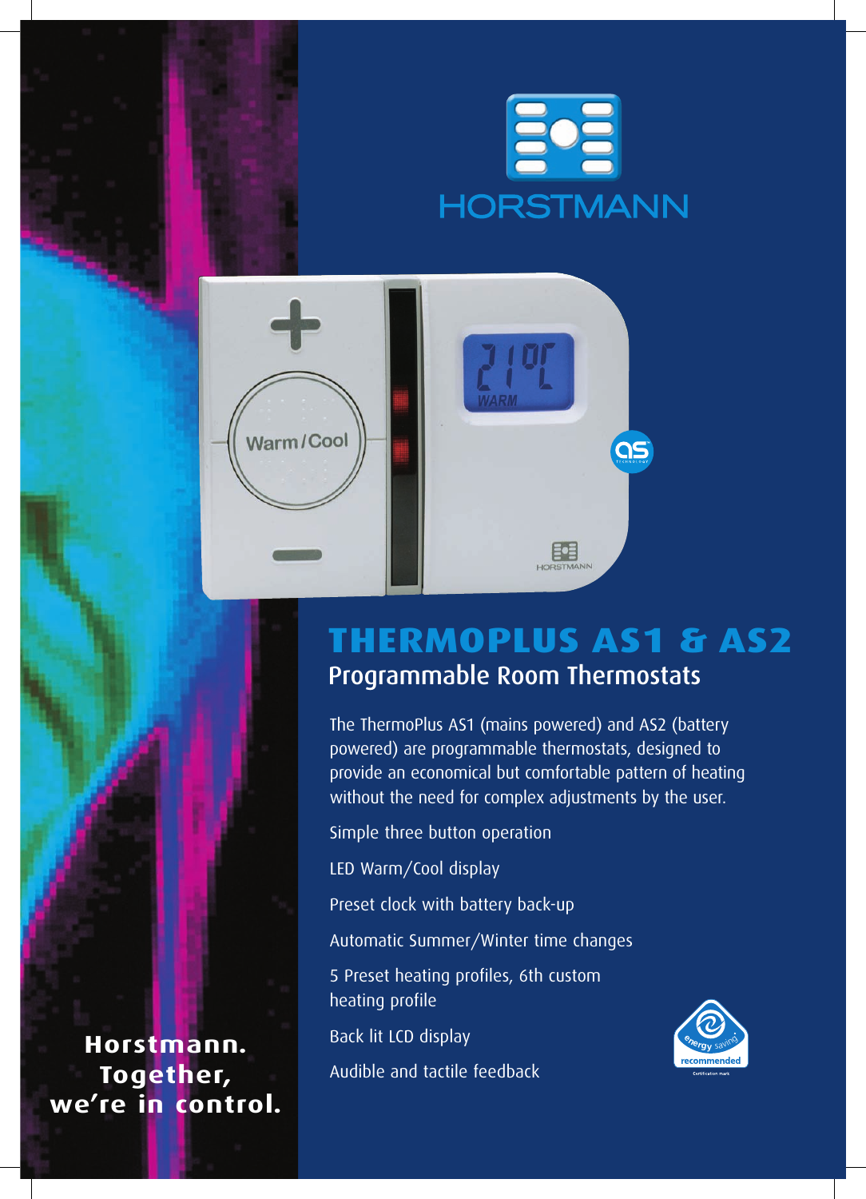HORSTMANN

# THERMOPLUS AS1 & AS2

## Programmable Room Thermostats

The ThermoPlus AS1 (mains powered) and AS2 (battery powered) are programmable thermostats, designed to provide an economical but comfortable pattern of heating without the need for complex adjustments by the user.

Simple three button operation

LED Warm/Cool display

Preset clock with battery back-up

Automatic Summer/Winter time changes

5 Preset heating profiles, 6th custom heating profile

Back lit LCD display

Audible and tactile feedback

**Horstmann. Together, we're in control.**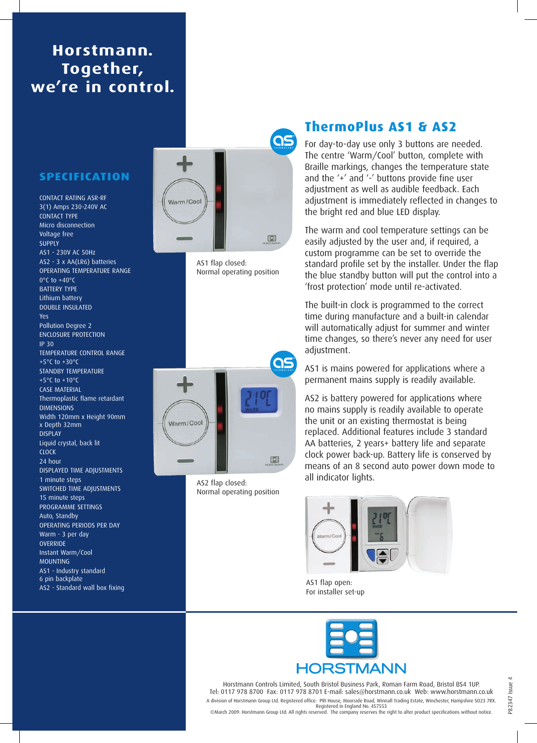# Horstmann. Together, we're in control.

## SPECIFICATION

CONTACT RATING ASR-RF
3(1) Amps 230-240V AC
CONTACT TYPE
Micro disconnection
Voltage free
SUPPLY
AS1 - 230V AC 50Hz
AS2 - 3 x AA(LR6) batteries
OPERATING TEMPERATURE RANGE
0°C to +40°C
BATTERY TYPE
Lithium battery
DOUBLE INSULATED
Yes
Pollution Degree 2
ENCLOSURE PROTECTION
IP 30
TEMPERATURE CONTROL RANGE
+5°C to +30°C
STANDBY TEMPERATURE
+5°C to +10°C
CASE MATERIAL
Thermoplastic flame retardant
DIMENSIONS
Width 120mm x Height 90mm x Depth 32mm
DISPLAY
Liquid crystal, back lit
CLOCK
24 hour
DISPLAYED TIME ADJUSTMENTS
1 minute steps
SWITCHED TIME ADJUSTMENTS
15 minute steps
PROGRAMME SETTINGS
Auto, Standby
OPERATING PERIODS PER DAY
Warm - 3 per day
OVERRIDE
Instant Warm/Cool
MOUNTING
AS1 - Industry standard 6 pin backplate
AS2 - Standard wall box fixing

AS1 flap closed:
Normal operating position

AS2 flap closed:
Normal operating position

## ThermoPlus AS1 & AS2

For day-to-day use only 3 buttons are needed. The centre 'Warm/Cool' button, complete with Braille markings, changes the temperature state and the '+' and '-' buttons provide fine user adjustment as well as audible feedback. Each adjustment is immediately reflected in changes to the bright red and blue LED display.

The warm and cool temperature settings can be easily adjusted by the user and, if required, a custom programme can be set to override the standard profile set by the installer. Under the flap the blue standby button will put the control into a 'frost protection' mode until re-activated.

The built-in clock is programmed to the correct time during manufacture and a built-in calendar will automatically adjust for summer and winter time changes, so there's never any need for user adjustment.

AS1 is mains powered for applications where a permanent mains supply is readily available.

AS2 is battery powered for applications where no mains supply is readily available to operate the unit or an existing thermostat is being replaced. Additional features include 3 standard AA batteries, 2 years+ battery life and separate clock power back-up. Battery life is conserved by means of an 8 second auto power down mode to all indicator lights.

AS1 flap open:
For installer set-up

HORSTMANN

Horstmann Controls Limited, South Bristol Business Park, Roman Farm Road, Bristol BS4 1UP.
Tel: 0117 978 8700 Fax: 0117 978 8701 E-mail: sales@horstmann.co.uk Web: www.horstmann.co.uk
A division of Horstmann Group Ltd. Registered office: PRI House, Moorside Road, Winnall Trading Estate, Winchester, Hampshire SO23 7RX. Registered in England No. 457553
©March 2009: Horstmann Group Ltd: All rights reserved. The company reserves the right to alter product specifications without notice.

P82347 Issue 4